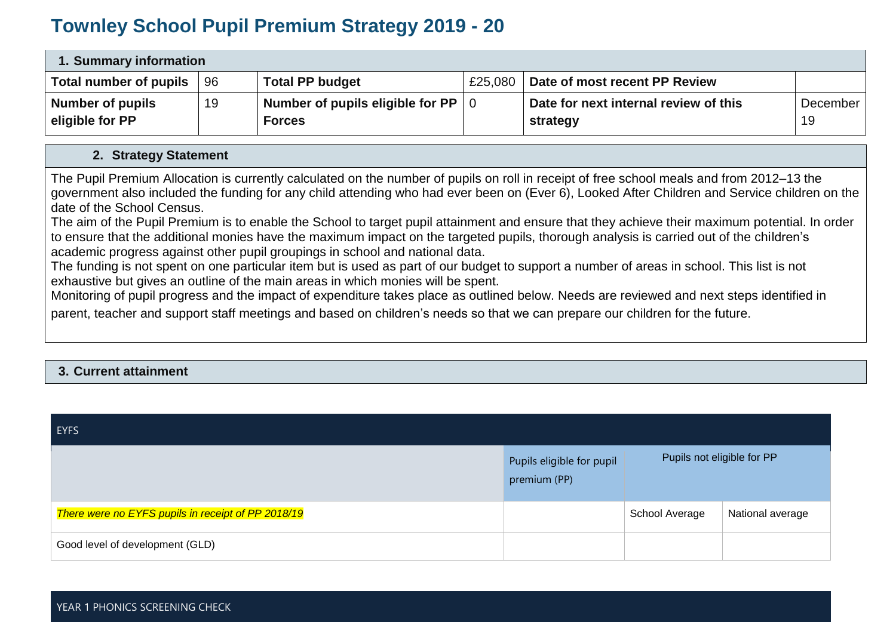# Townley School Pupil Premium Strategy 2019 - 20

| 1. Summary information | | | | | |
|---|---|---|---|---|---|
| **Total number of pupils** | 96 | **Total PP budget** | £25,080 | **Date of most recent PP Review** | |
| **Number of pupils eligible for PP** | 19 | **Number of pupils eligible for PP Forces** | 0 | **Date for next internal review of this strategy** | December 19 |

## 2. Strategy Statement

The Pupil Premium Allocation is currently calculated on the number of pupils on roll in receipt of free school meals and from 2012–13 the government also included the funding for any child attending who had ever been on (Ever 6), Looked After Children and Service children on the date of the School Census.

The aim of the Pupil Premium is to enable the School to target pupil attainment and ensure that they achieve their maximum potential. In order to ensure that the additional monies have the maximum impact on the targeted pupils, thorough analysis is carried out of the children's academic progress against other pupil groupings in school and national data.

The funding is not spent on one particular item but is used as part of our budget to support a number of areas in school. This list is not exhaustive but gives an outline of the main areas in which monies will be spent.

Monitoring of pupil progress and the impact of expenditure takes place as outlined below. Needs are reviewed and next steps identified in parent, teacher and support staff meetings and based on children's needs so that we can prepare our children for the future.

## 3. Current attainment

| EYFS | | | |
|---|---|---|---|
| | Pupils eligible for pupil premium (PP) | Pupils not eligible for PP | |
| *There were no EYFS pupils in receipt of PP 2018/19* | | School Average | National average |
| Good level of development (GLD) | | | |

| YEAR 1 PHONICS SCREENING CHECK |
|---|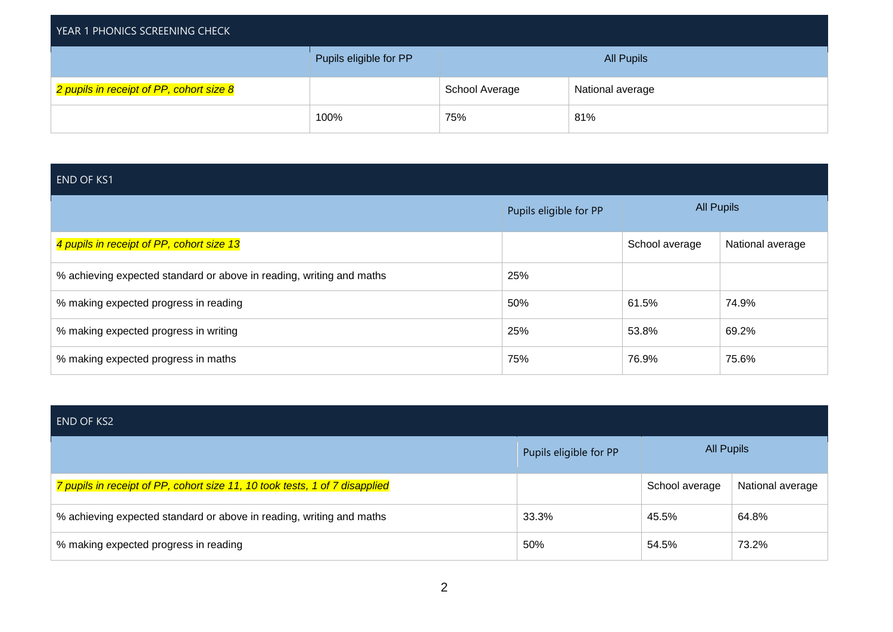## YEAR 1 PHONICS SCREENING CHECK

| | Pupils eligible for PP | All Pupils | |
|---|---|---|---|
| *2 pupils in receipt of PP, cohort size 8* | | School Average | National average |
| | 100% | 75% | 81% |

## END OF KS1

| | Pupils eligible for PP | All Pupils | |
|---|---|---|---|
| *4 pupils in receipt of PP, cohort size 13* | | School average | National average |
| % achieving expected standard or above in reading, writing and maths | 25% | | |
| % making expected progress in reading | 50% | 61.5% | 74.9% |
| % making expected progress in writing | 25% | 53.8% | 69.2% |
| % making expected progress in maths | 75% | 76.9% | 75.6% |

## END OF KS2

| | Pupils eligible for PP | All Pupils | |
|---|---|---|---|
| *7 pupils in receipt of PP, cohort size 11, 10 took tests, 1 of 7 disapplied* | | School average | National average |
| % achieving expected standard or above in reading, writing and maths | 33.3% | 45.5% | 64.8% |
| % making expected progress in reading | 50% | 54.5% | 73.2% |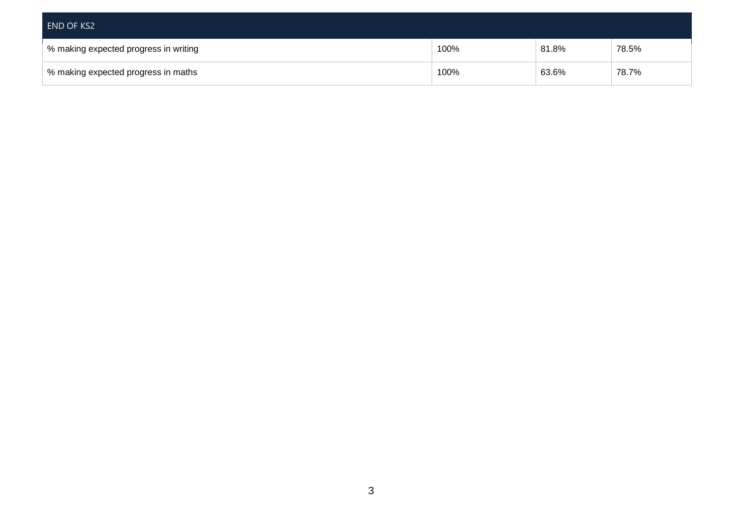| END OF KS2 | | | |
|---|---|---|---|
| % making expected progress in writing | 100% | 81.8% | 78.5% |
| % making expected progress in maths | 100% | 63.6% | 78.7% |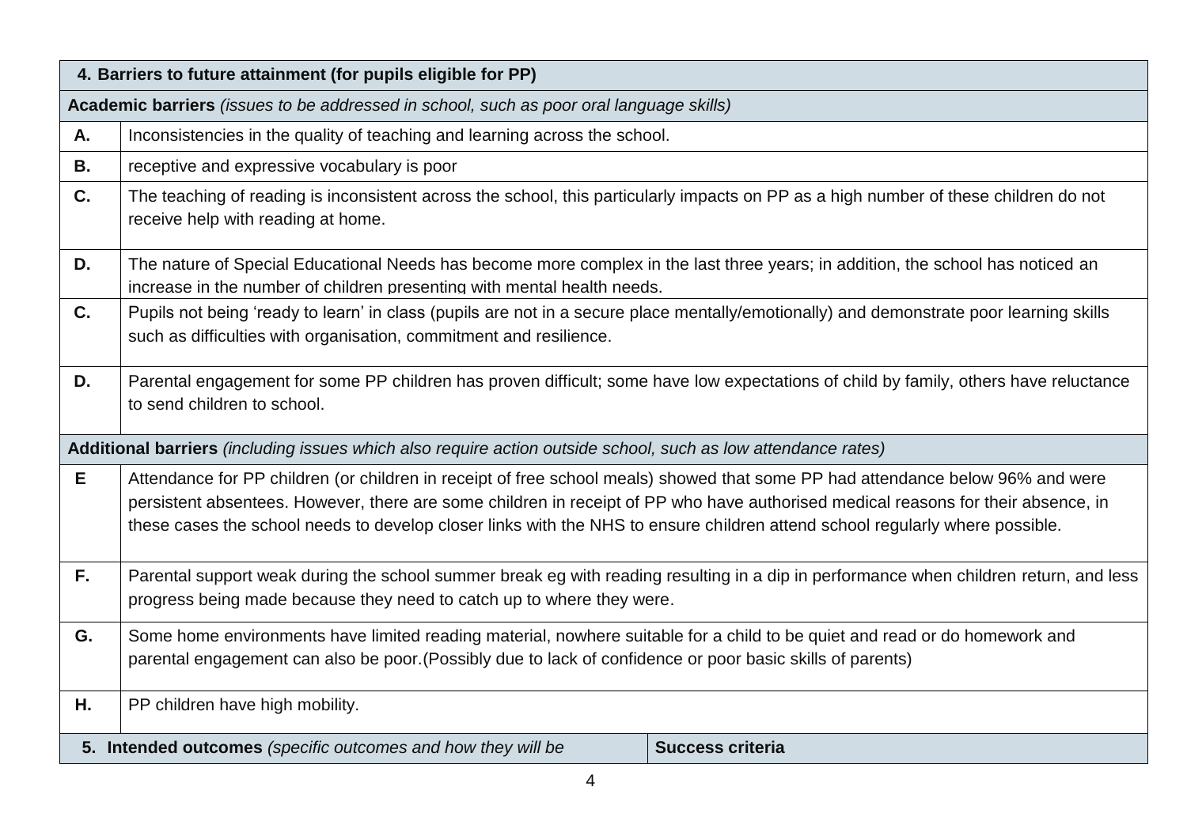| 4. Barriers to future attainment (for pupils eligible for PP) | |
|---|---|
| **Academic barriers** *(issues to be addressed in school, such as poor oral language skills)* | |
| **A.** | Inconsistencies in the quality of teaching and learning across the school. |
| **B.** | receptive and expressive vocabulary is poor |
| **C.** | The teaching of reading is inconsistent across the school, this particularly impacts on PP as a high number of these children do not receive help with reading at home. |
| **D.** | The nature of Special Educational Needs has become more complex in the last three years; in addition, the school has noticed an increase in the number of children presenting with mental health needs. |
| **C.** | Pupils not being 'ready to learn' in class (pupils are not in a secure place mentally/emotionally) and demonstrate poor learning skills such as difficulties with organisation, commitment and resilience. |
| **D.** | Parental engagement for some PP children has proven difficult; some have low expectations of child by family, others have reluctance to send children to school. |
| **Additional barriers** *(including issues which also require action outside school, such as low attendance rates)* | |
| **E** | Attendance for PP children (or children in receipt of free school meals) showed that some PP had attendance below 96% and were persistent absentees. However, there are some children in receipt of PP who have authorised medical reasons for their absence, in these cases the school needs to develop closer links with the NHS to ensure children attend school regularly where possible. |
| **F.** | Parental support weak during the school summer break eg with reading resulting in a dip in performance when children return, and less progress being made because they need to catch up to where they were. |
| **G.** | Some home environments have limited reading material, nowhere suitable for a child to be quiet and read or do homework and parental engagement can also be poor.(Possibly due to lack of confidence or poor basic skills of parents) |
| **H.** | PP children have high mobility. |

| 5. Intended outcomes *(specific outcomes and how they will be* | Success criteria |
|---|---|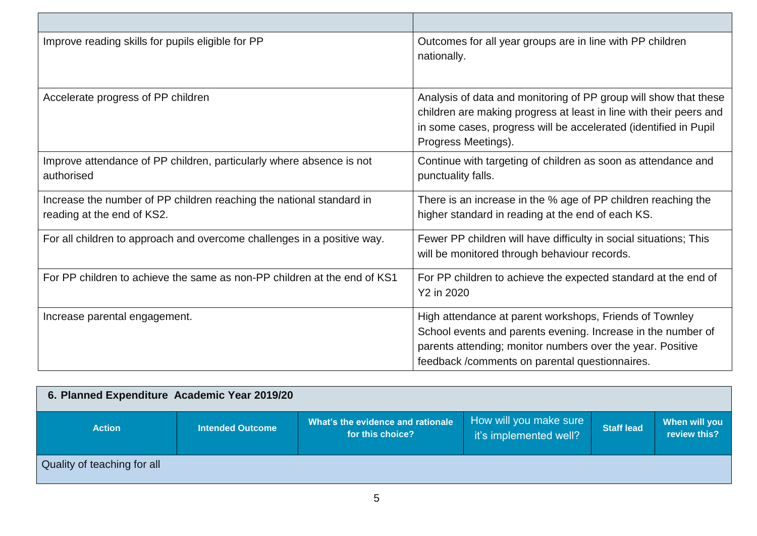| | |
|---|---|
| Improve reading skills for pupils eligible for PP | Outcomes for all year groups are in line with PP children nationally. |
| Accelerate progress of PP children | Analysis of data and monitoring of PP group will show that these children are making progress at least in line with their peers and in some cases, progress will be accelerated (identified in Pupil Progress Meetings). |
| Improve attendance of PP children, particularly where absence is not authorised | Continue with targeting of children as soon as attendance and punctuality falls. |
| Increase the number of PP children reaching the national standard in reading at the end of KS2. | There is an increase in the % age of PP children reaching the higher standard in reading at the end of each KS. |
| For all children to approach and overcome challenges in a positive way. | Fewer PP children will have difficulty in social situations; This will be monitored through behaviour records. |
| For PP children to achieve the same as non-PP children at the end of KS1 | For PP children to achieve the expected standard at the end of Y2 in 2020 |
| Increase parental engagement. | High attendance at parent workshops, Friends of Townley School events and parents evening. Increase in the number of parents attending; monitor numbers over the year. Positive feedback /comments on parental questionnaires. |

## 6. Planned Expenditure Academic Year 2019/20

| Action | Intended Outcome | What's the evidence and rationale for this choice? | How will you make sure it's implemented well? | Staff lead | When will you review this? |
|---|---|---|---|---|---|
| Quality of teaching for all | | | | | |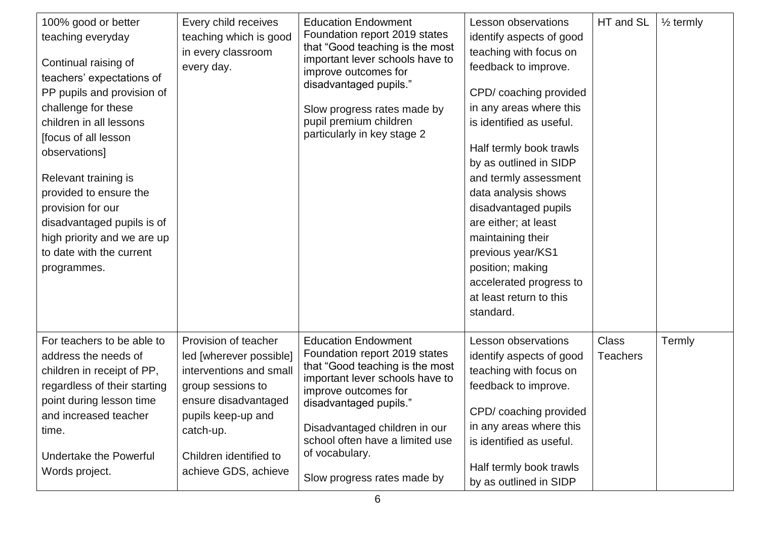| 100% good or better teaching everyday<br><br>Continual raising of teachers' expectations of PP pupils and provision of challenge for these children in all lessons [focus of all lesson observations]<br><br>Relevant training is provided to ensure the provision for our disadvantaged pupils is of high priority and we are up to date with the current programmes. | Every child receives teaching which is good in every classroom every day. | Education Endowment Foundation report 2019 states that "Good teaching is the most important lever schools have to improve outcomes for disadvantaged pupils."<br><br>Slow progress rates made by pupil premium children particularly in key stage 2 | Lesson observations identify aspects of good teaching with focus on feedback to improve.<br><br>CPD/ coaching provided in any areas where this is identified as useful.<br><br>Half termly book trawls by as outlined in SIDP and termly assessment data analysis shows disadvantaged pupils are either; at least maintaining their previous year/KS1 position; making accelerated progress to at least return to this standard. | HT and SL | ½ termly |
|---|---|---|---|---|---|
| For teachers to be able to address the needs of children in receipt of PP, regardless of their starting point during lesson time and increased teacher time.<br><br>Undertake the Powerful Words project. | Provision of teacher led [wherever possible] interventions and small group sessions to ensure disadvantaged pupils keep-up and catch-up.<br><br>Children identified to achieve GDS, achieve | Education Endowment Foundation report 2019 states that "Good teaching is the most important lever schools have to improve outcomes for disadvantaged pupils."<br><br>Disadvantaged children in our school often have a limited use of vocabulary.<br><br>Slow progress rates made by | Lesson observations identify aspects of good teaching with focus on feedback to improve.<br><br>CPD/ coaching provided in any areas where this is identified as useful.<br><br>Half termly book trawls by as outlined in SIDP | Class Teachers | Termly |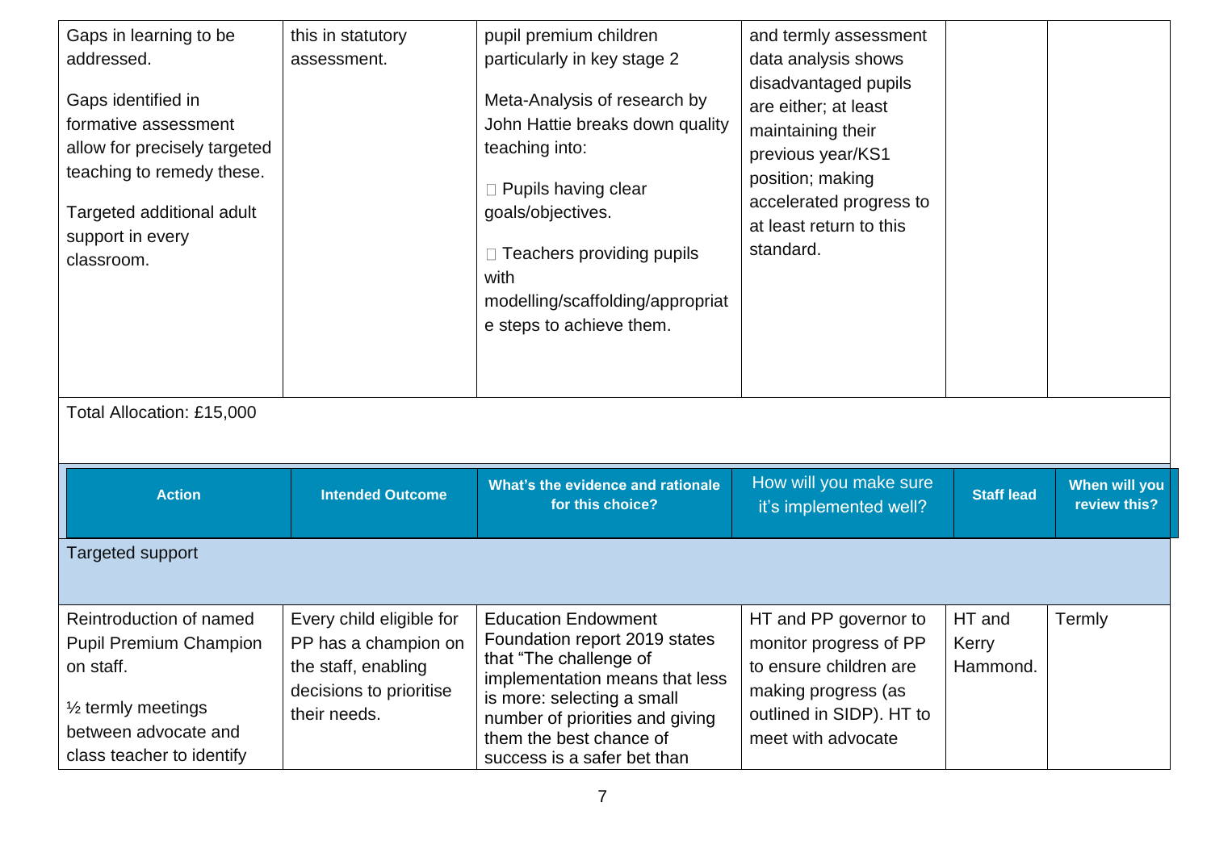| | | | | | |
|---|---|---|---|---|---|
| Gaps in learning to be addressed.<br><br>Gaps identified in formative assessment allow for precisely targeted teaching to remedy these.<br><br>Targeted additional adult support in every classroom. | this in statutory assessment. | pupil premium children particularly in key stage 2<br><br>Meta-Analysis of research by John Hattie breaks down quality teaching into:<br><br> Pupils having clear goals/objectives.<br><br> Teachers providing pupils with modelling/scaffolding/appropriate steps to achieve them. | and termly assessment data analysis shows disadvantaged pupils are either; at least maintaining their previous year/KS1 position; making accelerated progress to at least return to this standard. | | |

Total Allocation: £15,000

| Action | Intended Outcome | What's the evidence and rationale for this choice? | How will you make sure it's implemented well? | Staff lead | When will you review this? |
|---|---|---|---|---|---|
| Targeted support | | | | | |
| Reintroduction of named Pupil Premium Champion on staff.<br><br>½ termly meetings between advocate and class teacher to identify | Every child eligible for PP has a champion on the staff, enabling decisions to prioritise their needs. | Education Endowment Foundation report 2019 states that "The challenge of implementation means that less is more: selecting a small number of priorities and giving them the best chance of success is a safer bet than | HT and PP governor to monitor progress of PP to ensure children are making progress (as outlined in SIDP). HT to meet with advocate | HT and Kerry Hammond. | Termly |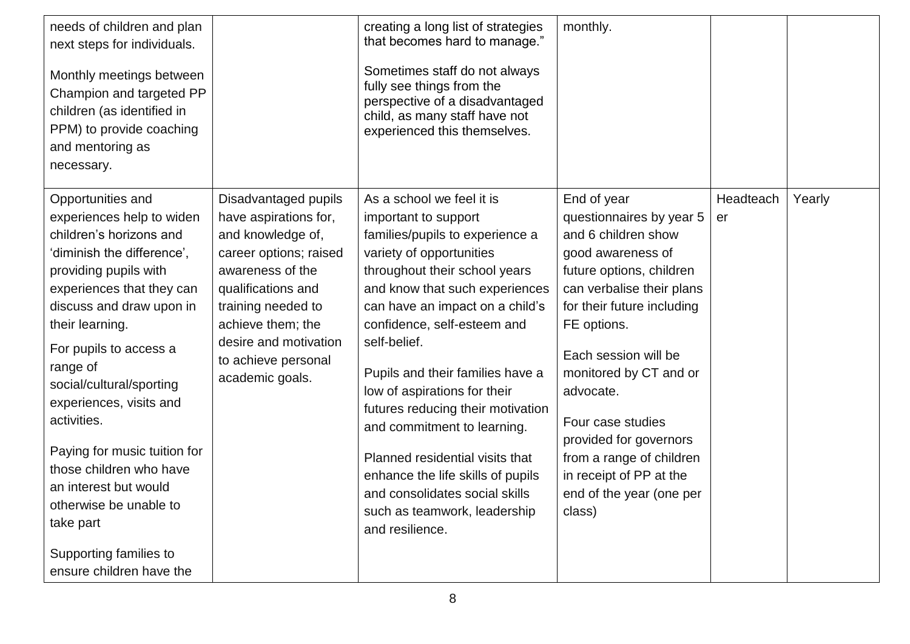| | | | | | |
|---|---|---|---|---|---|
| needs of children and plan next steps for individuals.<br><br>Monthly meetings between Champion and targeted PP children (as identified in PPM) to provide coaching and mentoring as necessary. | | creating a long list of strategies that becomes hard to manage."<br><br>Sometimes staff do not always fully see things from the perspective of a disadvantaged child, as many staff have not experienced this themselves. | monthly. | | |
| Opportunities and experiences help to widen children's horizons and 'diminish the difference', providing pupils with experiences that they can discuss and draw upon in their learning.<br><br>For pupils to access a range of social/cultural/sporting experiences, visits and activities.<br><br>Paying for music tuition for those children who have an interest but would otherwise be unable to take part<br><br>Supporting families to ensure children have the | Disadvantaged pupils have aspirations for, and knowledge of, career options; raised awareness of the qualifications and training needed to achieve them; the desire and motivation to achieve personal academic goals. | As a school we feel it is important to support families/pupils to experience a variety of opportunities throughout their school years and know that such experiences can have an impact on a child's confidence, self-esteem and self-belief.<br><br>Pupils and their families have a low of aspirations for their futures reducing their motivation and commitment to learning.<br><br>Planned residential visits that enhance the life skills of pupils and consolidates social skills such as teamwork, leadership and resilience. | End of year questionnaires by year 5 and 6 children show good awareness of future options, children can verbalise their plans for their future including FE options.<br><br>Each session will be monitored by CT and or advocate.<br><br>Four case studies provided for governors from a range of children in receipt of PP at the end of the year (one per class) | Headteacher | Yearly |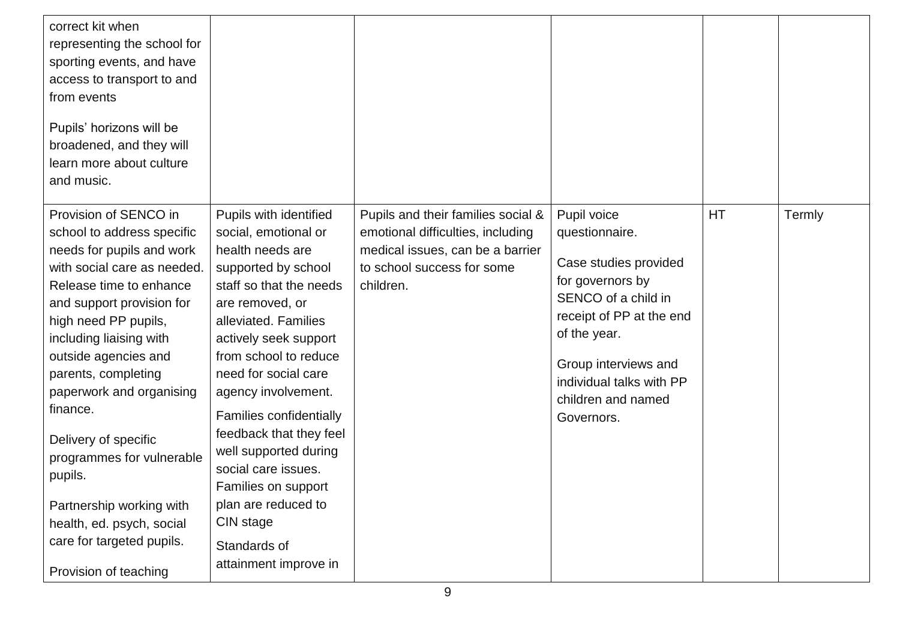| | | | | | |
|---|---|---|---|---|---|
| correct kit when representing the school for sporting events, and have access to transport to and from events<br><br>Pupils' horizons will be broadened, and they will learn more about culture and music. | | | | | |
| Provision of SENCO in school to address specific needs for pupils and work with social care as needed. Release time to enhance and support provision for high need PP pupils, including liaising with outside agencies and parents, completing paperwork and organising finance.<br><br>Delivery of specific programmes for vulnerable pupils.<br><br>Partnership working with health, ed. psych, social care for targeted pupils.<br><br>Provision of teaching | Pupils with identified social, emotional or health needs are supported by school staff so that the needs are removed, or alleviated. Families actively seek support from school to reduce need for social care agency involvement.<br><br>Families confidentially feedback that they feel well supported during social care issues. Families on support plan are reduced to CIN stage<br><br>Standards of attainment improve in | Pupils and their families social & emotional difficulties, including medical issues, can be a barrier to school success for some children. | Pupil voice questionnaire.<br><br>Case studies provided for governors by SENCO of a child in receipt of PP at the end of the year.<br><br>Group interviews and individual talks with PP children and named Governors. | HT | Termly |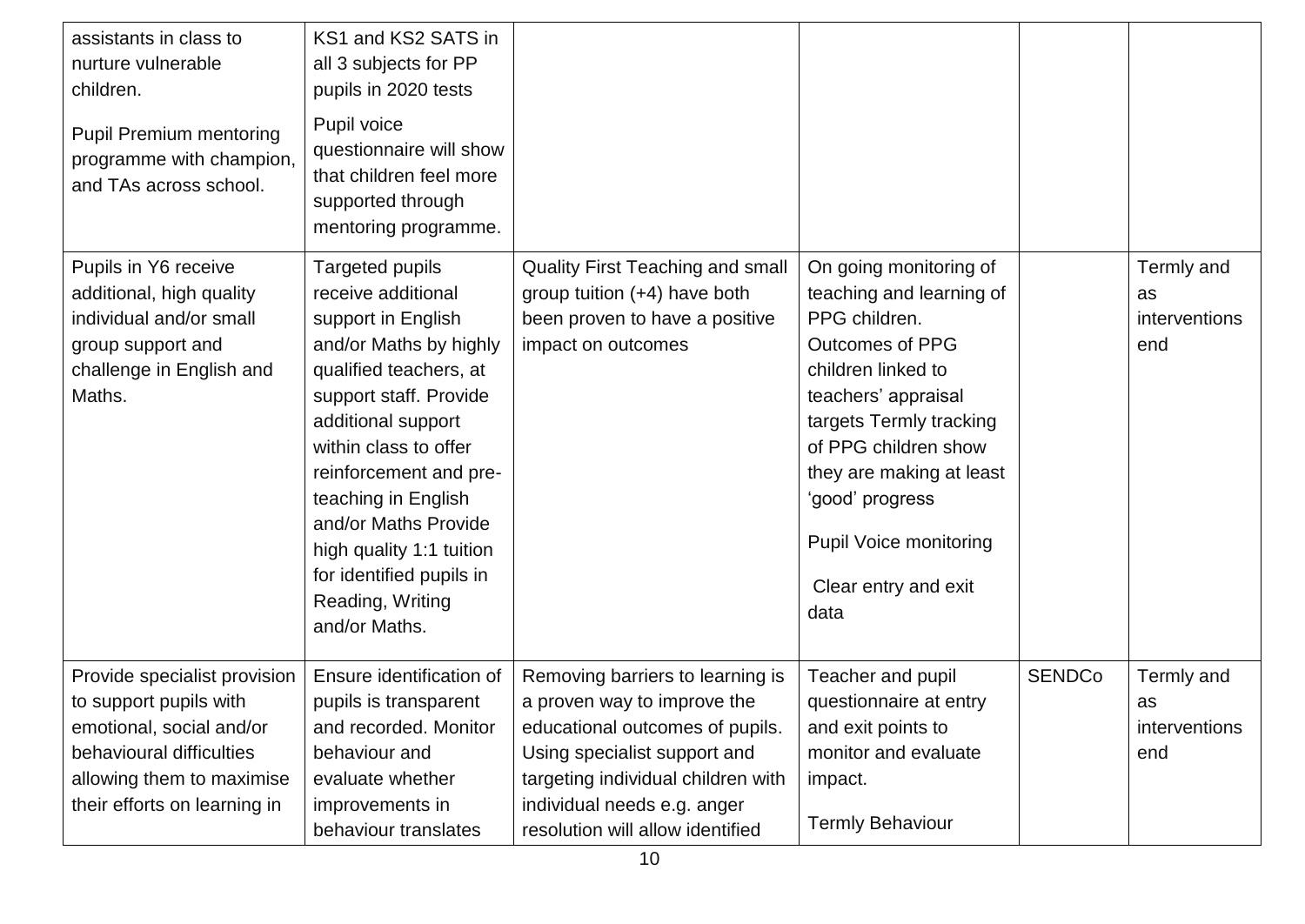| | | | | | |
|---|---|---|---|---|---|
| assistants in class to nurture vulnerable children.<br><br>Pupil Premium mentoring programme with champion, and TAs across school. | KS1 and KS2 SATS in all 3 subjects for PP pupils in 2020 tests<br><br>Pupil voice questionnaire will show that children feel more supported through mentoring programme. | | | | |
| Pupils in Y6 receive additional, high quality individual and/or small group support and challenge in English and Maths. | Targeted pupils receive additional support in English and/or Maths by highly qualified teachers, at support staff. Provide additional support within class to offer reinforcement and pre-teaching in English and/or Maths Provide high quality 1:1 tuition for identified pupils in Reading, Writing and/or Maths. | Quality First Teaching and small group tuition (+4) have both been proven to have a positive impact on outcomes | On going monitoring of teaching and learning of PPG children. Outcomes of PPG children linked to teachers' appraisal targets Termly tracking of PPG children show they are making at least 'good' progress<br><br>Pupil Voice monitoring<br><br>Clear entry and exit data | | Termly and as interventions end |
| Provide specialist provision to support pupils with emotional, social and/or behavioural difficulties allowing them to maximise their efforts on learning in | Ensure identification of pupils is transparent and recorded. Monitor behaviour and evaluate whether improvements in behaviour translates | Removing barriers to learning is a proven way to improve the educational outcomes of pupils. Using specialist support and targeting individual children with individual needs e.g. anger resolution will allow identified | Teacher and pupil questionnaire at entry and exit points to monitor and evaluate impact.<br><br>Termly Behaviour | SENDCo | Termly and as interventions end |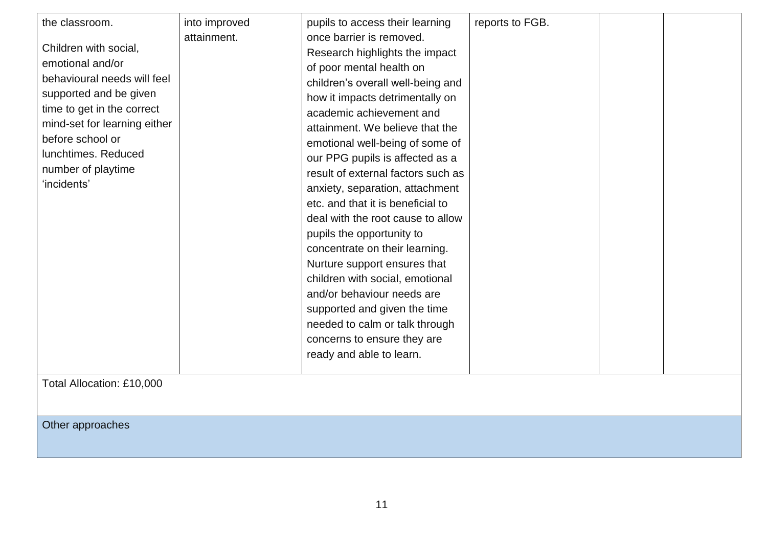| | | | | | |
|---|---|---|---|---|---|
| the classroom.<br><br>Children with social, emotional and/or behavioural needs will feel supported and be given time to get in the correct mind-set for learning either before school or lunchtimes. Reduced number of playtime 'incidents' | into improved attainment. | pupils to access their learning once barrier is removed. Research highlights the impact of poor mental health on children's overall well-being and how it impacts detrimentally on academic achievement and attainment. We believe that the emotional well-being of some of our PPG pupils is affected as a result of external factors such as anxiety, separation, attachment etc. and that it is beneficial to deal with the root cause to allow pupils the opportunity to concentrate on their learning. Nurture support ensures that children with social, emotional and/or behaviour needs are supported and given the time needed to calm or talk through concerns to ensure they are ready and able to learn. | reports to FGB. | | |
| Total Allocation: £10,000 | | | | | |
| Other approaches | | | | | |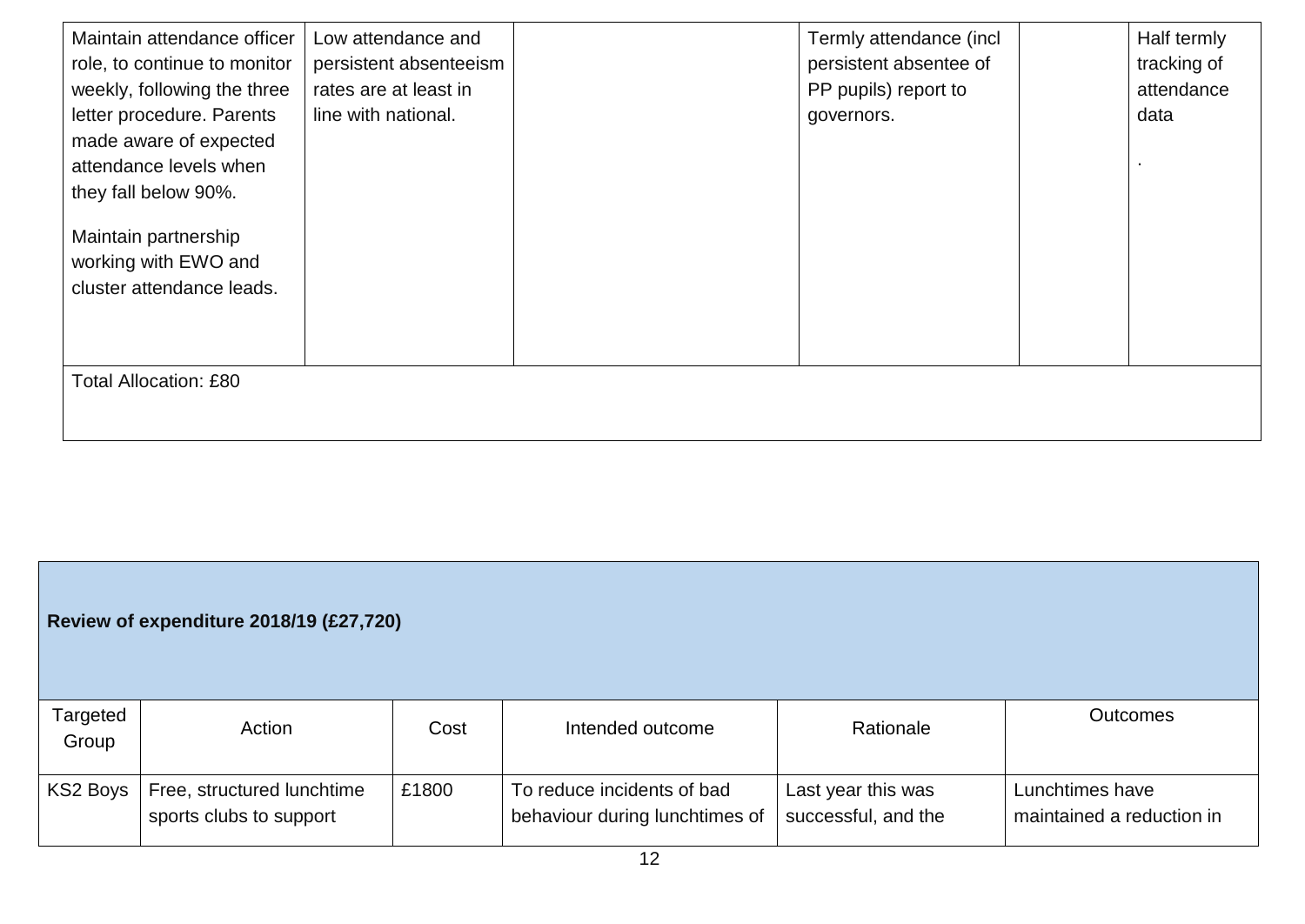| | | | | | |
|---|---|---|---|---|---|
| Maintain attendance officer role, to continue to monitor weekly, following the three letter procedure. Parents made aware of expected attendance levels when they fall below 90%.<br><br>Maintain partnership working with EWO and cluster attendance leads. | Low attendance and persistent absenteeism rates are at least in line with national. | | Termly attendance (incl persistent absentee of PP pupils) report to governors. | | Half termly tracking of attendance data<br><br>. |
| Total Allocation: £80 | | | | | |

| **Review of expenditure 2018/19 (£27,720)** | | | | | |
|---|---|---|---|---|---|
| Targeted Group | Action | Cost | Intended outcome | Rationale | Outcomes |
| KS2 Boys | Free, structured lunchtime sports clubs to support | £1800 | To reduce incidents of bad behaviour during lunchtimes of | Last year this was successful, and the | Lunchtimes have maintained a reduction in |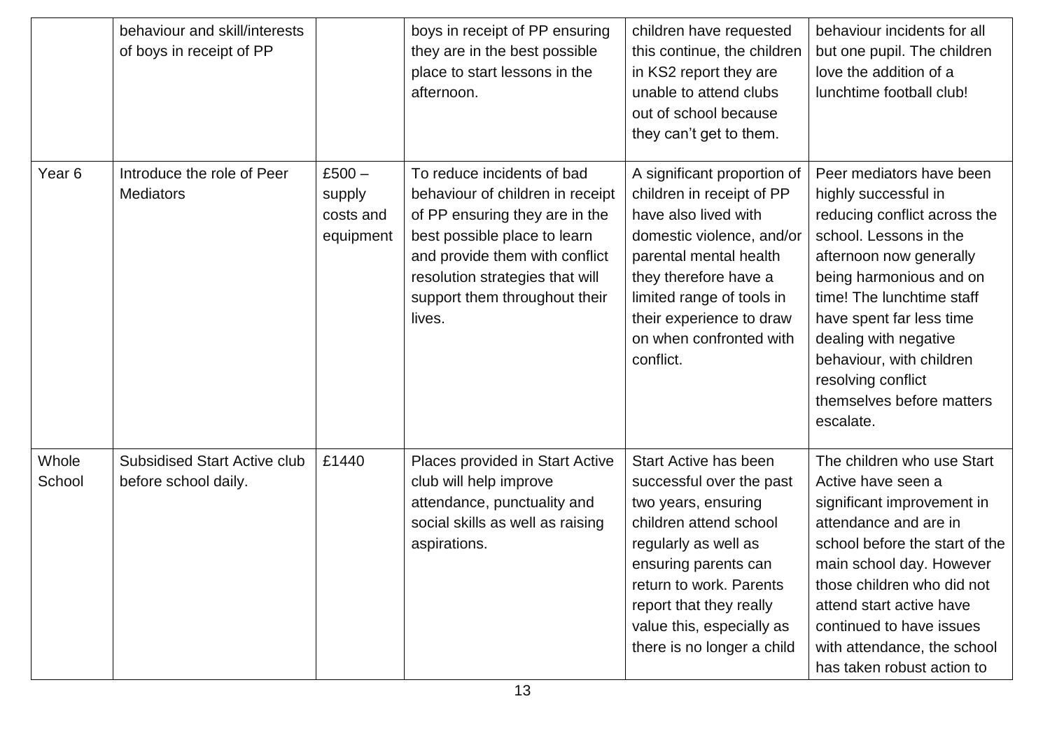| | behaviour and skill/interests of boys in receipt of PP | | boys in receipt of PP ensuring they are in the best possible place to start lessons in the afternoon. | children have requested this continue, the children in KS2 report they are unable to attend clubs out of school because they can't get to them. | behaviour incidents for all but one pupil. The children love the addition of a lunchtime football club! |
|---|---|---|---|---|---|
| Year 6 | Introduce the role of Peer Mediators | £500 – supply costs and equipment | To reduce incidents of bad behaviour of children in receipt of PP ensuring they are in the best possible place to learn and provide them with conflict resolution strategies that will support them throughout their lives. | A significant proportion of children in receipt of PP have also lived with domestic violence, and/or parental mental health they therefore have a limited range of tools in their experience to draw on when confronted with conflict. | Peer mediators have been highly successful in reducing conflict across the school. Lessons in the afternoon now generally being harmonious and on time! The lunchtime staff have spent far less time dealing with negative behaviour, with children resolving conflict themselves before matters escalate. |
| Whole School | Subsidised Start Active club before school daily. | £1440 | Places provided in Start Active club will help improve attendance, punctuality and social skills as well as raising aspirations. | Start Active has been successful over the past two years, ensuring children attend school regularly as well as ensuring parents can return to work. Parents report that they really value this, especially as there is no longer a child | The children who use Start Active have seen a significant improvement in attendance and are in school before the start of the main school day. However those children who did not attend start active have continued to have issues with attendance, the school has taken robust action to |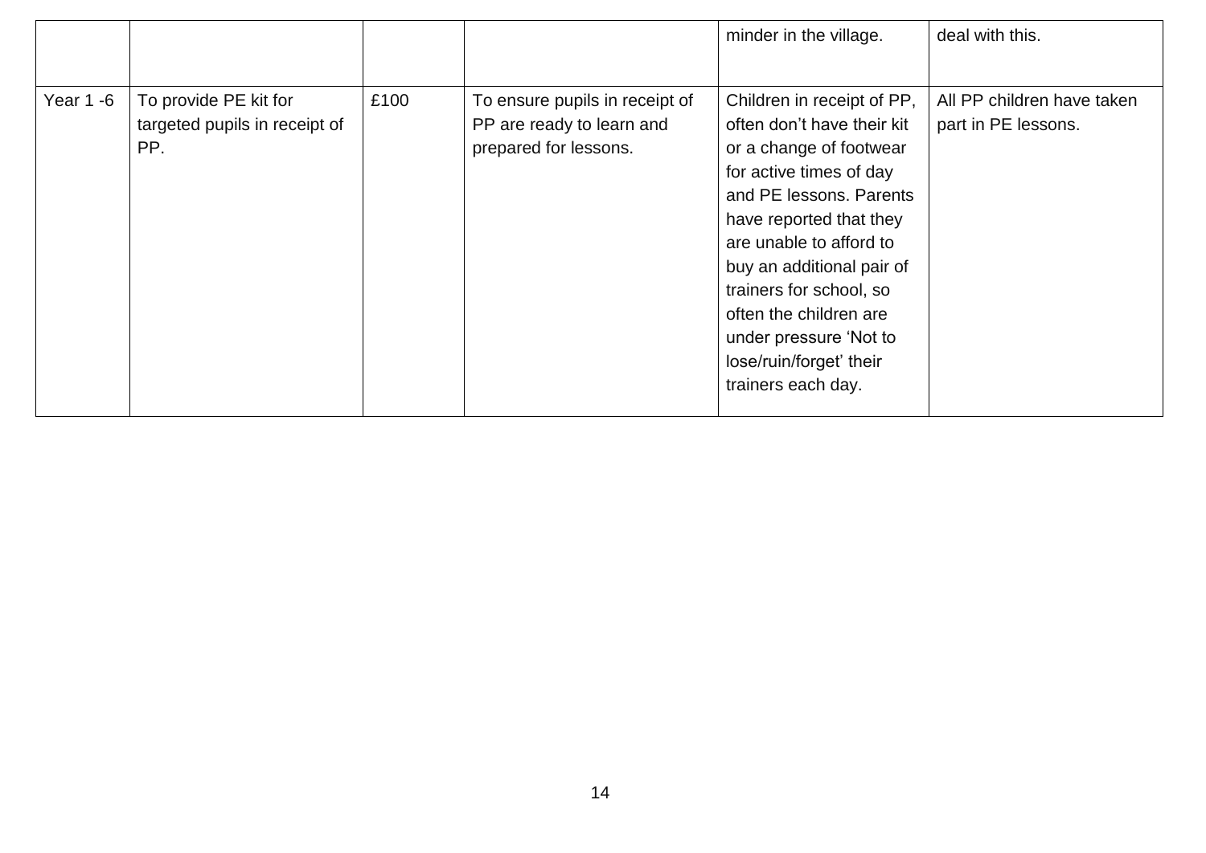| | | | | | |
|---|---|---|---|---|---|
| | | | | minder in the village. | deal with this. |
| Year 1 -6 | To provide PE kit for targeted pupils in receipt of PP. | £100 | To ensure pupils in receipt of PP are ready to learn and prepared for lessons. | Children in receipt of PP, often don't have their kit or a change of footwear for active times of day and PE lessons. Parents have reported that they are unable to afford to buy an additional pair of trainers for school, so often the children are under pressure 'Not to lose/ruin/forget' their trainers each day. | All PP children have taken part in PE lessons. |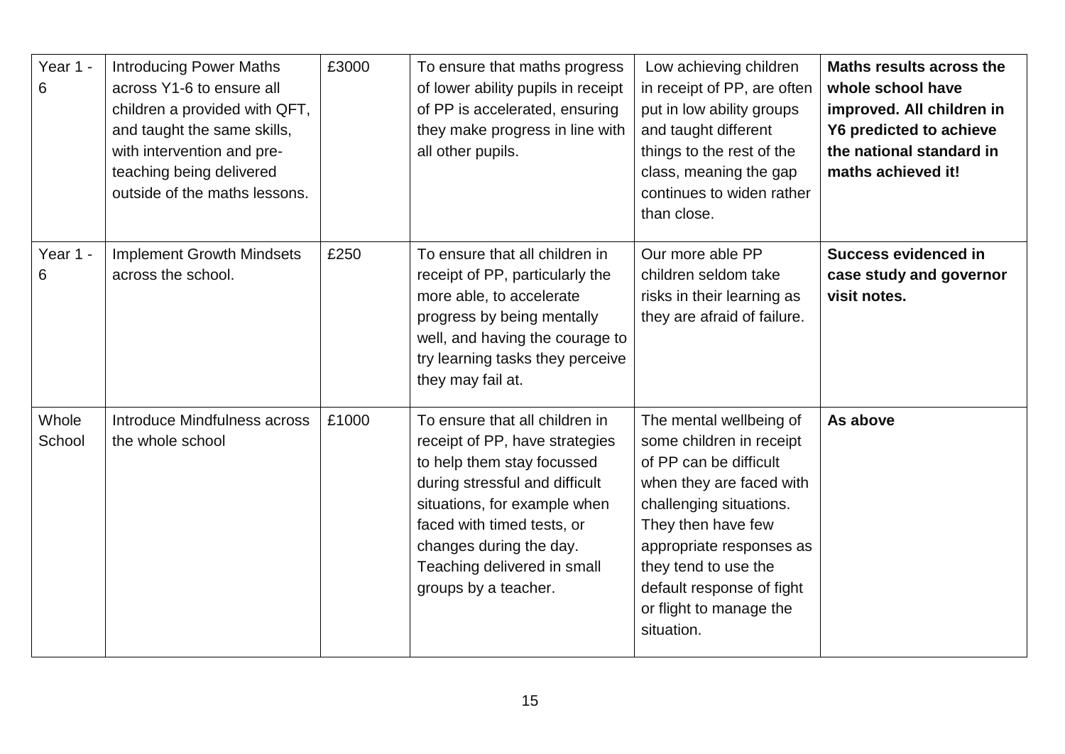| Year 1 - 6 | Introducing Power Maths across Y1-6 to ensure all children a provided with QFT, and taught the same skills, with intervention and pre-teaching being delivered outside of the maths lessons. | £3000 | To ensure that maths progress of lower ability pupils in receipt of PP is accelerated, ensuring they make progress in line with all other pupils. | Low achieving children in receipt of PP, are often put in low ability groups and taught different things to the rest of the class, meaning the gap continues to widen rather than close. | **Maths results across the whole school have improved. All children in Y6 predicted to achieve the national standard in maths achieved it!** |
|---|---|---|---|---|---|
| Year 1 - 6 | Implement Growth Mindsets across the school. | £250 | To ensure that all children in receipt of PP, particularly the more able, to accelerate progress by being mentally well, and having the courage to try learning tasks they perceive they may fail at. | Our more able PP children seldom take risks in their learning as they are afraid of failure. | **Success evidenced in case study and governor visit notes.** |
| Whole School | Introduce Mindfulness across the whole school | £1000 | To ensure that all children in receipt of PP, have strategies to help them stay focussed during stressful and difficult situations, for example when faced with timed tests, or changes during the day. Teaching delivered in small groups by a teacher. | The mental wellbeing of some children in receipt of PP can be difficult when they are faced with challenging situations. They then have few appropriate responses as they tend to use the default response of fight or flight to manage the situation. | **As above** |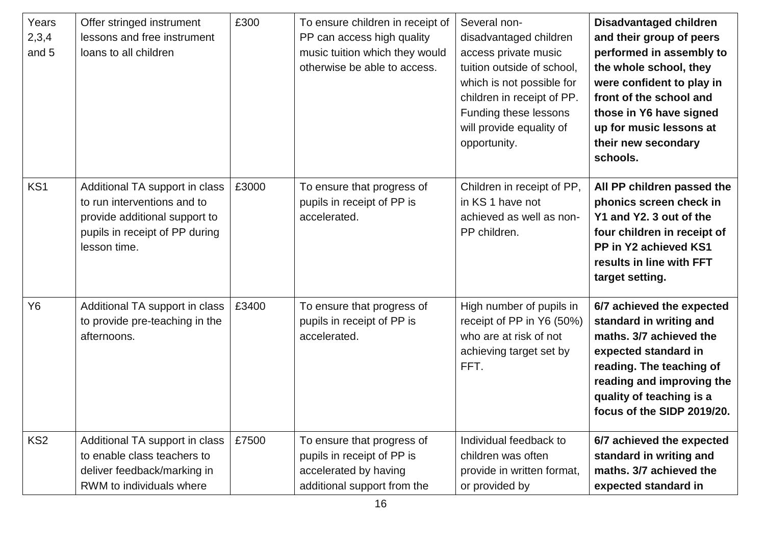| Years 2,3,4 and 5 | Offer stringed instrument lessons and free instrument loans to all children | £300 | To ensure children in receipt of PP can access high quality music tuition which they would otherwise be able to access. | Several non-disadvantaged children access private music tuition outside of school, which is not possible for children in receipt of PP. Funding these lessons will provide equality of opportunity. | **Disadvantaged children and their group of peers performed in assembly to the whole school, they were confident to play in front of the school and those in Y6 have signed up for music lessons at their new secondary schools.** |
|---|---|---|---|---|---|
| KS1 | Additional TA support in class to run interventions and to provide additional support to pupils in receipt of PP during lesson time. | £3000 | To ensure that progress of pupils in receipt of PP is accelerated. | Children in receipt of PP, in KS 1 have not achieved as well as non-PP children. | **All PP children passed the phonics screen check in Y1 and Y2. 3 out of the four children in receipt of PP in Y2 achieved KS1 results in line with FFT target setting.** |
| Y6 | Additional TA support in class to provide pre-teaching in the afternoons. | £3400 | To ensure that progress of pupils in receipt of PP is accelerated. | High number of pupils in receipt of PP in Y6 (50%) who are at risk of not achieving target set by FFT. | **6/7 achieved the expected standard in writing and maths. 3/7 achieved the expected standard in reading. The teaching of reading and improving the quality of teaching is a focus of the SIDP 2019/20.** |
| KS2 | Additional TA support in class to enable class teachers to deliver feedback/marking in RWM to individuals where | £7500 | To ensure that progress of pupils in receipt of PP is accelerated by having additional support from the | Individual feedback to children was often provide in written format, or provided by | **6/7 achieved the expected standard in writing and maths. 3/7 achieved the expected standard in** |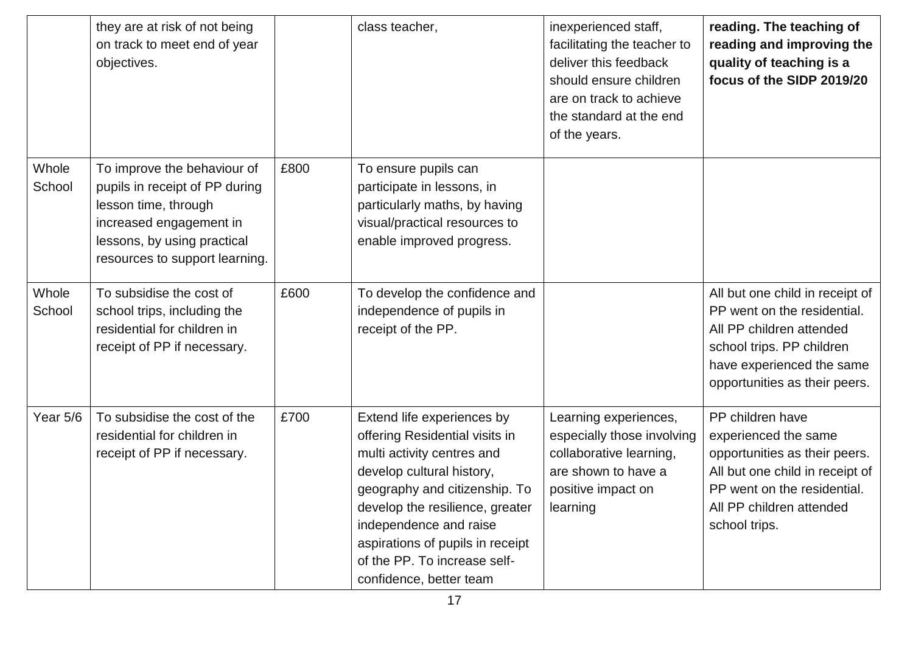| | | | | | |
|---|---|---|---|---|---|
| | they are at risk of not being on track to meet end of year objectives. | | class teacher, | inexperienced staff, facilitating the teacher to deliver this feedback should ensure children are on track to achieve the standard at the end of the years. | **reading. The teaching of reading and improving the quality of teaching is a focus of the SIDP 2019/20** |
| Whole School | To improve the behaviour of pupils in receipt of PP during lesson time, through increased engagement in lessons, by using practical resources to support learning. | £800 | To ensure pupils can participate in lessons, in particularly maths, by having visual/practical resources to enable improved progress. | | |
| Whole School | To subsidise the cost of school trips, including the residential for children in receipt of PP if necessary. | £600 | To develop the confidence and independence of pupils in receipt of the PP. | | All but one child in receipt of PP went on the residential. All PP children attended school trips. PP children have experienced the same opportunities as their peers. |
| Year 5/6 | To subsidise the cost of the residential for children in receipt of PP if necessary. | £700 | Extend life experiences by offering Residential visits in multi activity centres and develop cultural history, geography and citizenship. To develop the resilience, greater independence and raise aspirations of pupils in receipt of the PP. To increase self-confidence, better team | Learning experiences, especially those involving collaborative learning, are shown to have a positive impact on learning | PP children have experienced the same opportunities as their peers. All but one child in receipt of PP went on the residential. All PP children attended school trips. |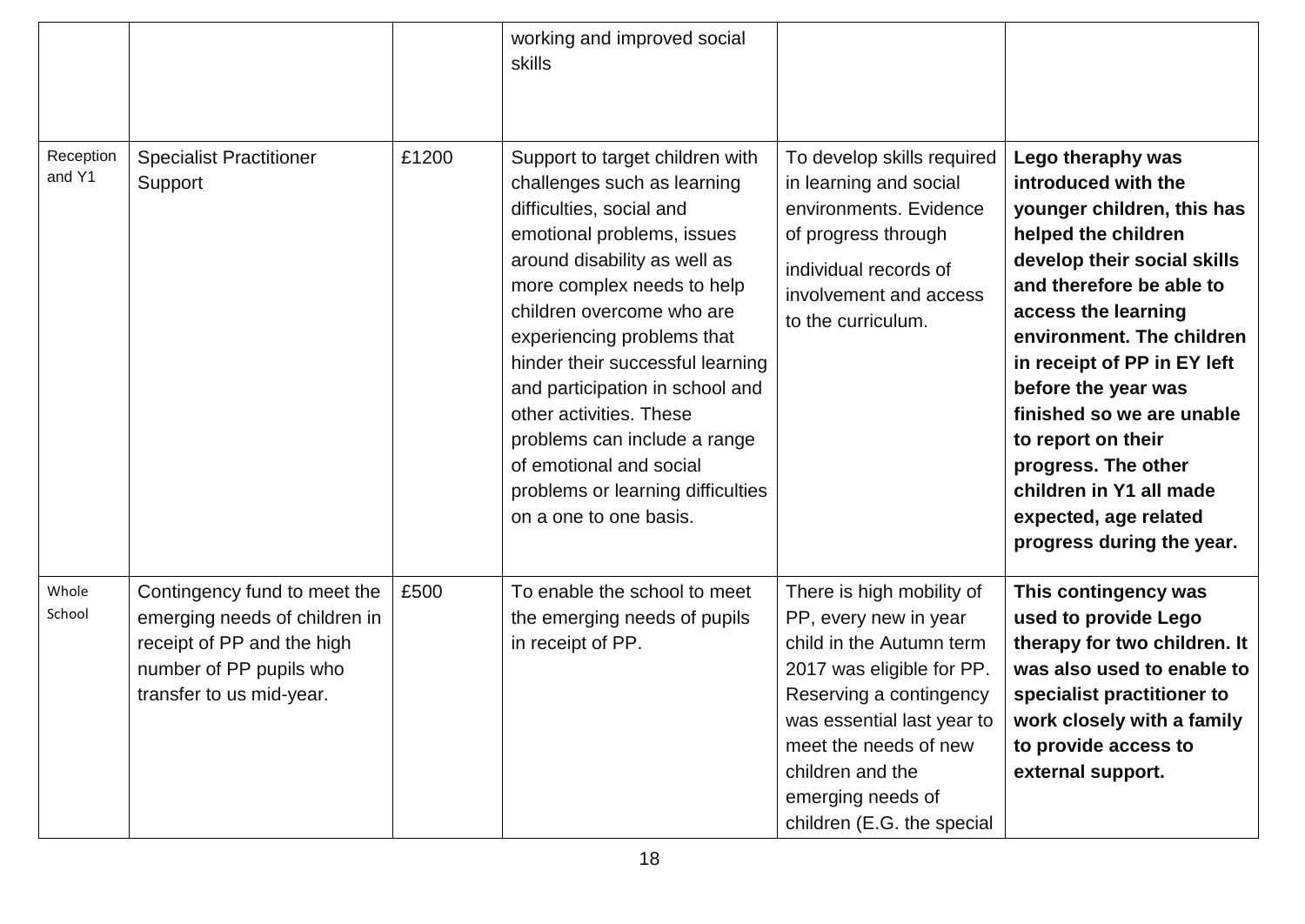| | | | working and improved social skills | | |
|---|---|---|---|---|---|
| Reception and Y1 | Specialist Practitioner Support | £1200 | Support to target children with challenges such as learning difficulties, social and emotional problems, issues around disability as well as more complex needs to help children overcome who are experiencing problems that hinder their successful learning and participation in school and other activities. These problems can include a range of emotional and social problems or learning difficulties on a one to one basis. | To develop skills required in learning and social environments. Evidence of progress through individual records of involvement and access to the curriculum. | **Lego theraphy was introduced with the younger children, this has helped the children develop their social skills and therefore be able to access the learning environment. The children in receipt of PP in EY left before the year was finished so we are unable to report on their progress. The other children in Y1 all made expected, age related progress during the year.** |
| Whole School | Contingency fund to meet the emerging needs of children in receipt of PP and the high number of PP pupils who transfer to us mid-year. | £500 | To enable the school to meet the emerging needs of pupils in receipt of PP. | There is high mobility of PP, every new in year child in the Autumn term 2017 was eligible for PP. Reserving a contingency was essential last year to meet the needs of new children and the emerging needs of children (E.G. the special | **This contingency was used to provide Lego therapy for two children. It was also used to enable to specialist practitioner to work closely with a family to provide access to external support.** |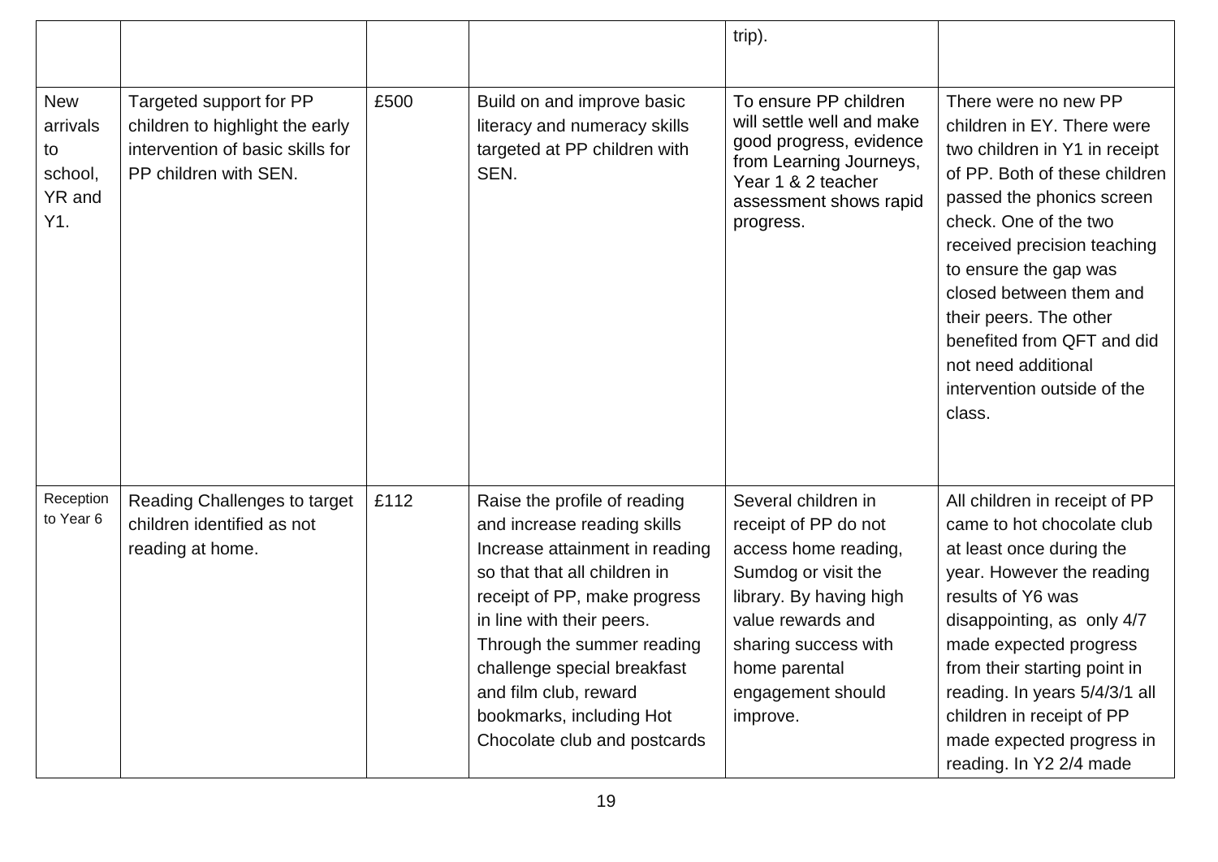| | | | | | |
|---|---|---|---|---|---|
| | | | | trip). | |
| New arrivals to school, YR and Y1. | Targeted support for PP children to highlight the early intervention of basic skills for PP children with SEN. | £500 | Build on and improve basic literacy and numeracy skills targeted at PP children with SEN. | To ensure PP children will settle well and make good progress, evidence from Learning Journeys, Year 1 & 2 teacher assessment shows rapid progress. | There were no new PP children in EY. There were two children in Y1 in receipt of PP. Both of these children passed the phonics screen check. One of the two received precision teaching to ensure the gap was closed between them and their peers. The other benefited from QFT and did not need additional intervention outside of the class. |
| Reception to Year 6 | Reading Challenges to target children identified as not reading at home. | £112 | Raise the profile of reading and increase reading skills Increase attainment in reading so that that all children in receipt of PP, make progress in line with their peers. Through the summer reading challenge special breakfast and film club, reward bookmarks, including Hot Chocolate club and postcards | Several children in receipt of PP do not access home reading, Sumdog or visit the library. By having high value rewards and sharing success with home parental engagement should improve. | All children in receipt of PP came to hot chocolate club at least once during the year. However the reading results of Y6 was disappointing, as only 4/7 made expected progress from their starting point in reading. In years 5/4/3/1 all children in receipt of PP made expected progress in reading. In Y2 2/4 made |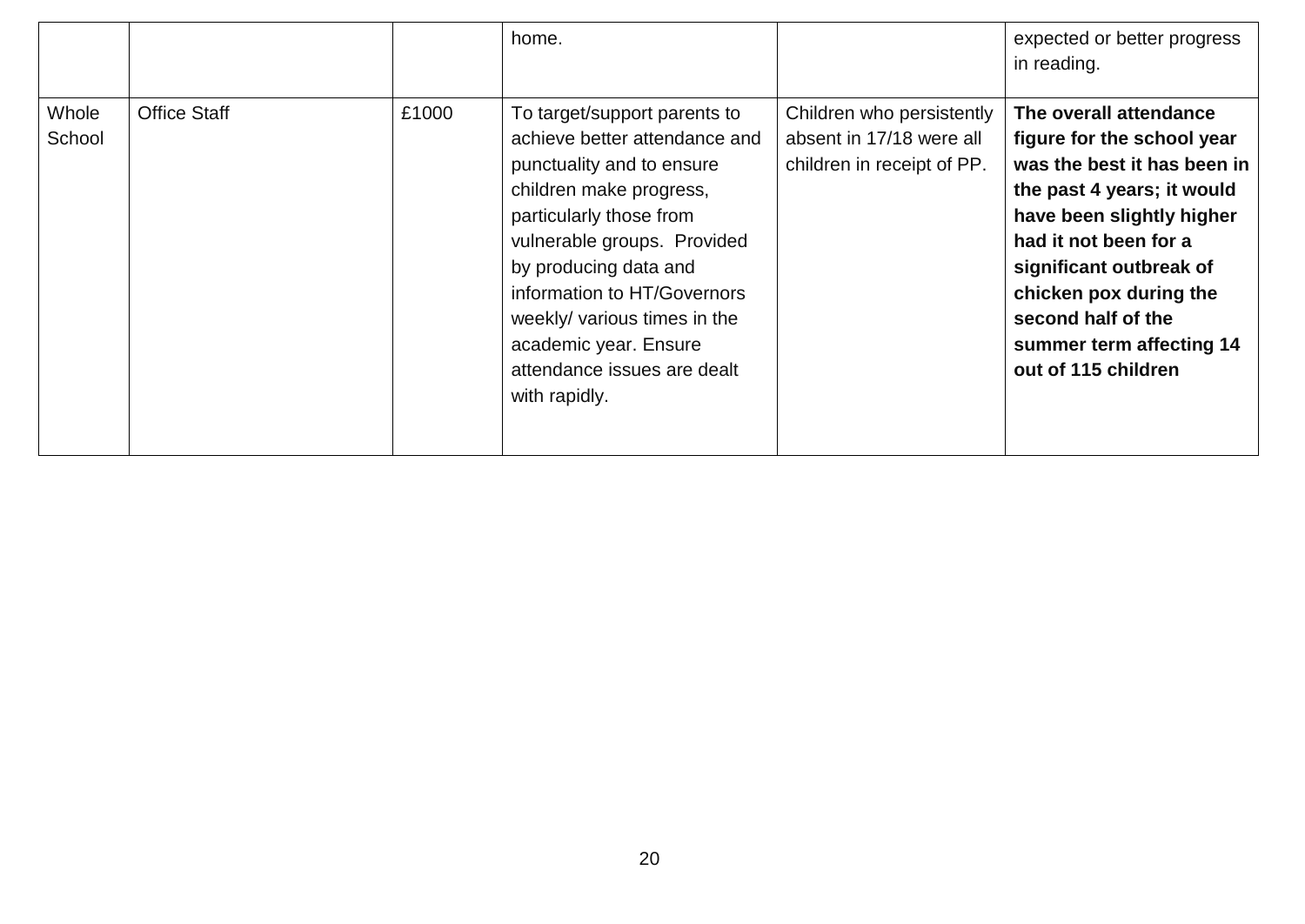| | | | | | |
|---|---|---|---|---|---|
| | | | home. | | expected or better progress in reading. |
| Whole School | Office Staff | £1000 | To target/support parents to achieve better attendance and punctuality and to ensure children make progress, particularly those from vulnerable groups. Provided by producing data and information to HT/Governors weekly/ various times in the academic year. Ensure attendance issues are dealt with rapidly. | Children who persistently absent in 17/18 were all children in receipt of PP. | **The overall attendance figure for the school year was the best it has been in the past 4 years; it would have been slightly higher had it not been for a significant outbreak of chicken pox during the second half of the summer term affecting 14 out of 115 children** |